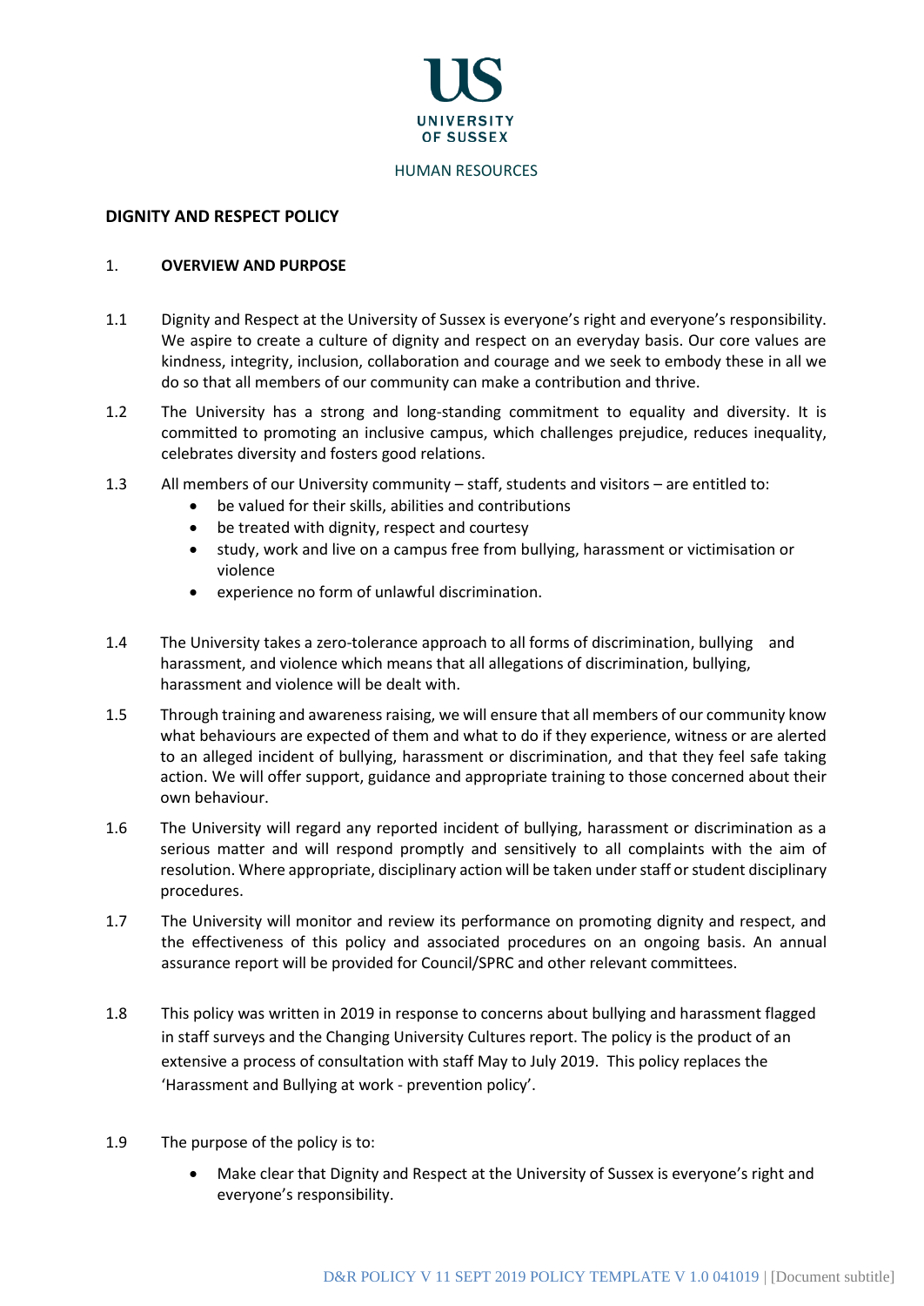UNIVERSITY OF SUSSEX

HUMAN RESOURCES

# DIGNITY AND RESPECT POLICY

## 1. OVERVIEW AND PURPOSE

1.1 Dignity and Respect at the University of Sussex is everyone's right and everyone's responsibility. We aspire to create a culture of dignity and respect on an everyday basis. Our core values are kindness, integrity, inclusion, collaboration and courage and we seek to embody these in all we do so that all members of our community can make a contribution and thrive.

1.2 The University has a strong and long-standing commitment to equality and diversity. It is committed to promoting an inclusive campus, which challenges prejudice, reduces inequality, celebrates diversity and fosters good relations.

1.3 All members of our University community – staff, students and visitors – are entitled to:

- be valued for their skills, abilities and contributions
- be treated with dignity, respect and courtesy
- study, work and live on a campus free from bullying, harassment or victimisation or violence
- experience no form of unlawful discrimination.

1.4 The University takes a zero-tolerance approach to all forms of discrimination, bullying and harassment, and violence which means that all allegations of discrimination, bullying, harassment and violence will be dealt with.

1.5 Through training and awareness raising, we will ensure that all members of our community know what behaviours are expected of them and what to do if they experience, witness or are alerted to an alleged incident of bullying, harassment or discrimination, and that they feel safe taking action. We will offer support, guidance and appropriate training to those concerned about their own behaviour.

1.6 The University will regard any reported incident of bullying, harassment or discrimination as a serious matter and will respond promptly and sensitively to all complaints with the aim of resolution. Where appropriate, disciplinary action will be taken under staff or student disciplinary procedures.

1.7 The University will monitor and review its performance on promoting dignity and respect, and the effectiveness of this policy and associated procedures on an ongoing basis. An annual assurance report will be provided for Council/SPRC and other relevant committees.

1.8 This policy was written in 2019 in response to concerns about bullying and harassment flagged in staff surveys and the Changing University Cultures report. The policy is the product of an extensive a process of consultation with staff May to July 2019. This policy replaces the 'Harassment and Bullying at work - prevention policy'.

1.9 The purpose of the policy is to:

- Make clear that Dignity and Respect at the University of Sussex is everyone's right and everyone's responsibility.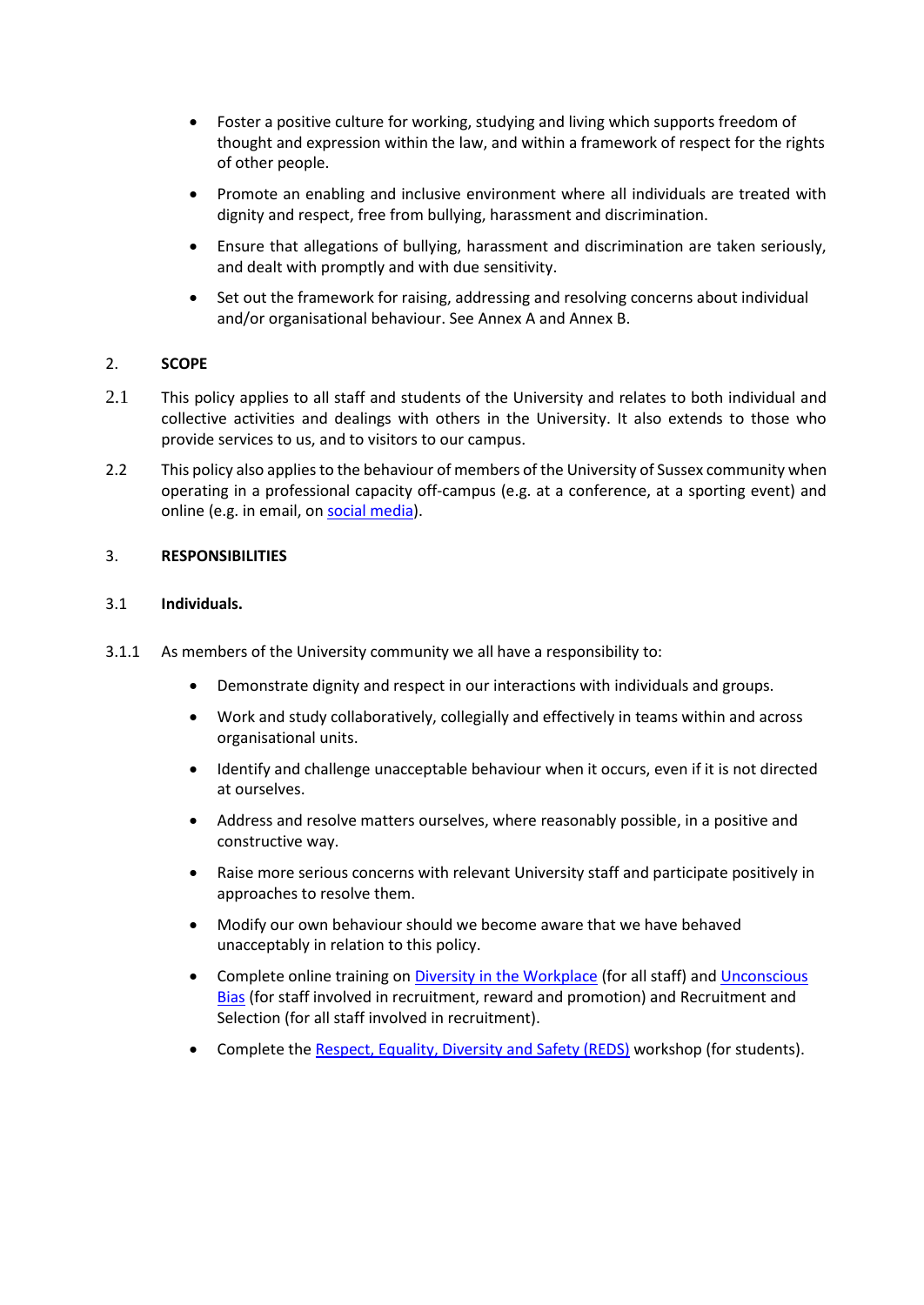- Foster a positive culture for working, studying and living which supports freedom of thought and expression within the law, and within a framework of respect for the rights of other people.
- Promote an enabling and inclusive environment where all individuals are treated with dignity and respect, free from bullying, harassment and discrimination.
- Ensure that allegations of bullying, harassment and discrimination are taken seriously, and dealt with promptly and with due sensitivity.
- Set out the framework for raising, addressing and resolving concerns about individual and/or organisational behaviour. See Annex A and Annex B.

## 2. SCOPE

2.1 This policy applies to all staff and students of the University and relates to both individual and collective activities and dealings with others in the University. It also extends to those who provide services to us, and to visitors to our campus.

2.2 This policy also applies to the behaviour of members of the University of Sussex community when operating in a professional capacity off-campus (e.g. at a conference, at a sporting event) and online (e.g. in email, on social media).

## 3. RESPONSIBILITIES

### 3.1 Individuals.

3.1.1 As members of the University community we all have a responsibility to:

- Demonstrate dignity and respect in our interactions with individuals and groups.
- Work and study collaboratively, collegially and effectively in teams within and across organisational units.
- Identify and challenge unacceptable behaviour when it occurs, even if it is not directed at ourselves.
- Address and resolve matters ourselves, where reasonably possible, in a positive and constructive way.
- Raise more serious concerns with relevant University staff and participate positively in approaches to resolve them.
- Modify our own behaviour should we become aware that we have behaved unacceptably in relation to this policy.
- Complete online training on Diversity in the Workplace (for all staff) and Unconscious Bias (for staff involved in recruitment, reward and promotion) and Recruitment and Selection (for all staff involved in recruitment).
- Complete the Respect, Equality, Diversity and Safety (REDS) workshop (for students).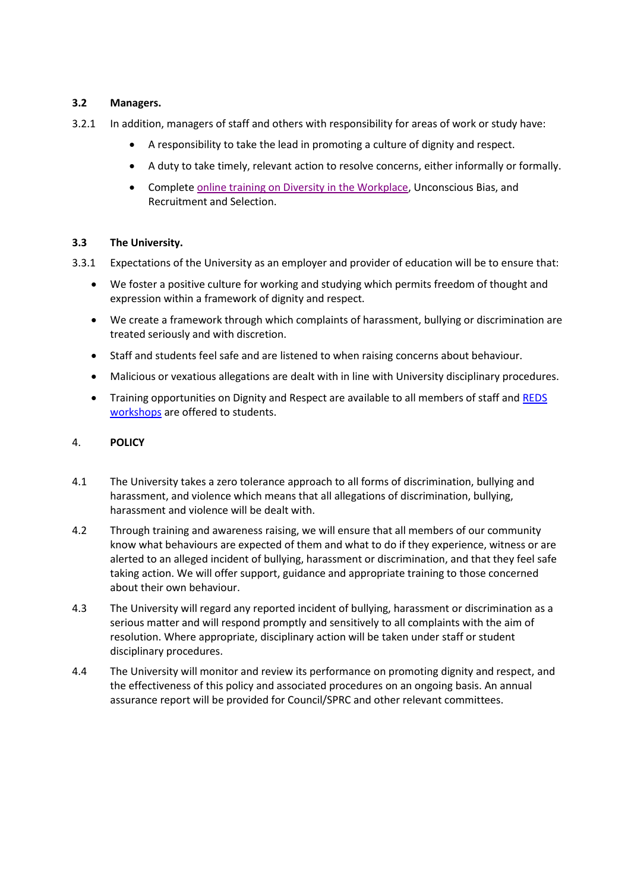### 3.2 Managers.

3.2.1 In addition, managers of staff and others with responsibility for areas of work or study have:

- A responsibility to take the lead in promoting a culture of dignity and respect.
- A duty to take timely, relevant action to resolve concerns, either informally or formally.
- Complete online training on Diversity in the Workplace, Unconscious Bias, and Recruitment and Selection.

### 3.3 The University.

3.3.1 Expectations of the University as an employer and provider of education will be to ensure that:

- We foster a positive culture for working and studying which permits freedom of thought and expression within a framework of dignity and respect.
- We create a framework through which complaints of harassment, bullying or discrimination are treated seriously and with discretion.
- Staff and students feel safe and are listened to when raising concerns about behaviour.
- Malicious or vexatious allegations are dealt with in line with University disciplinary procedures.
- Training opportunities on Dignity and Respect are available to all members of staff and REDS workshops are offered to students.

## 4. POLICY

4.1 The University takes a zero tolerance approach to all forms of discrimination, bullying and harassment, and violence which means that all allegations of discrimination, bullying, harassment and violence will be dealt with.

4.2 Through training and awareness raising, we will ensure that all members of our community know what behaviours are expected of them and what to do if they experience, witness or are alerted to an alleged incident of bullying, harassment or discrimination, and that they feel safe taking action. We will offer support, guidance and appropriate training to those concerned about their own behaviour.

4.3 The University will regard any reported incident of bullying, harassment or discrimination as a serious matter and will respond promptly and sensitively to all complaints with the aim of resolution. Where appropriate, disciplinary action will be taken under staff or student disciplinary procedures.

4.4 The University will monitor and review its performance on promoting dignity and respect, and the effectiveness of this policy and associated procedures on an ongoing basis. An annual assurance report will be provided for Council/SPRC and other relevant committees.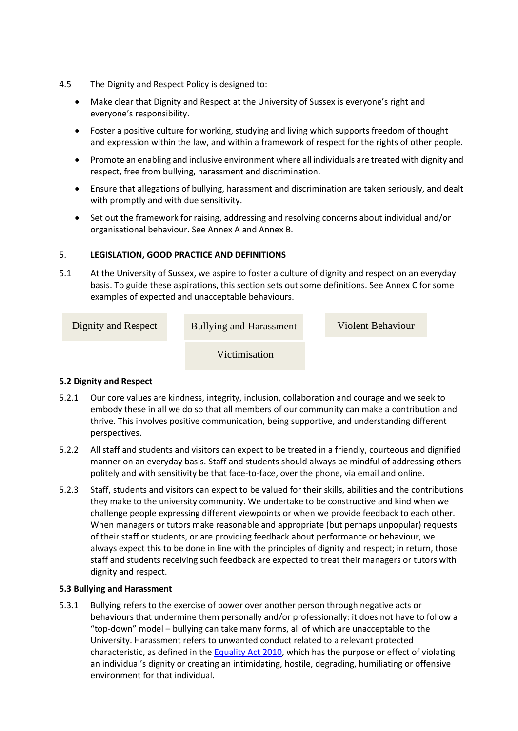4.5 The Dignity and Respect Policy is designed to:

- Make clear that Dignity and Respect at the University of Sussex is everyone's right and everyone's responsibility.
- Foster a positive culture for working, studying and living which supports freedom of thought and expression within the law, and within a framework of respect for the rights of other people.
- Promote an enabling and inclusive environment where all individuals are treated with dignity and respect, free from bullying, harassment and discrimination.
- Ensure that allegations of bullying, harassment and discrimination are taken seriously, and dealt with promptly and with due sensitivity.
- Set out the framework for raising, addressing and resolving concerns about individual and/or organisational behaviour. See Annex A and Annex B.

## 5. LEGISLATION, GOOD PRACTICE AND DEFINITIONS

5.1 At the University of Sussex, we aspire to foster a culture of dignity and respect on an everyday basis. To guide these aspirations, this section sets out some definitions. See Annex C for some examples of expected and unacceptable behaviours.

Dignity and Respect

Bullying and Harassment

Violent Behaviour

Victimisation

### 5.2 Dignity and Respect

5.2.1 Our core values are kindness, integrity, inclusion, collaboration and courage and we seek to embody these in all we do so that all members of our community can make a contribution and thrive. This involves positive communication, being supportive, and understanding different perspectives.

5.2.2 All staff and students and visitors can expect to be treated in a friendly, courteous and dignified manner on an everyday basis. Staff and students should always be mindful of addressing others politely and with sensitivity be that face-to-face, over the phone, via email and online.

5.2.3 Staff, students and visitors can expect to be valued for their skills, abilities and the contributions they make to the university community. We undertake to be constructive and kind when we challenge people expressing different viewpoints or when we provide feedback to each other. When managers or tutors make reasonable and appropriate (but perhaps unpopular) requests of their staff or students, or are providing feedback about performance or behaviour, we always expect this to be done in line with the principles of dignity and respect; in return, those staff and students receiving such feedback are expected to treat their managers or tutors with dignity and respect.

### 5.3 Bullying and Harassment

5.3.1 Bullying refers to the exercise of power over another person through negative acts or behaviours that undermine them personally and/or professionally: it does not have to follow a "top-down" model – bullying can take many forms, all of which are unacceptable to the University. Harassment refers to unwanted conduct related to a relevant protected characteristic, as defined in the Equality Act 2010, which has the purpose or effect of violating an individual's dignity or creating an intimidating, hostile, degrading, humiliating or offensive environment for that individual.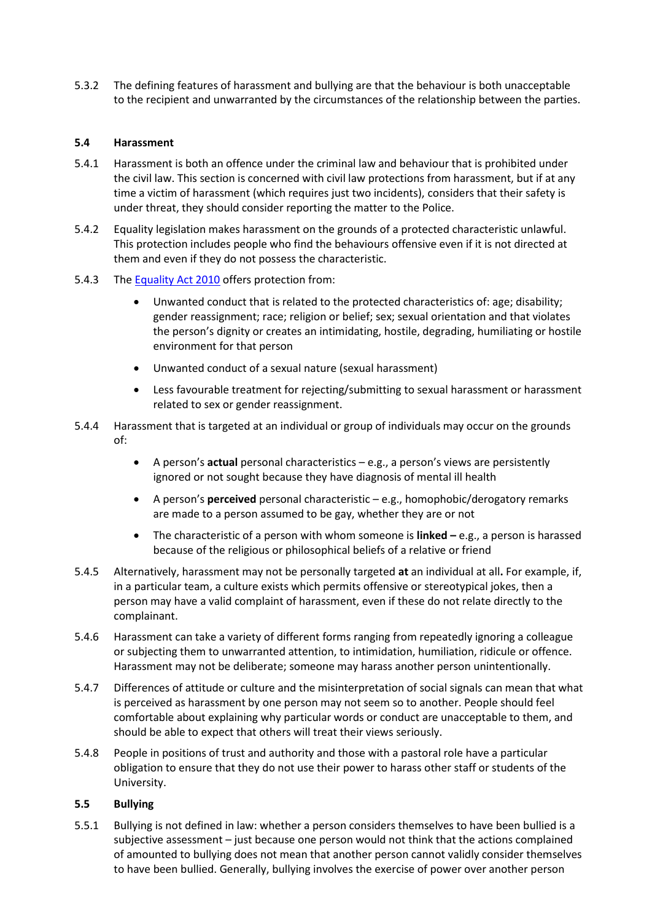5.3.2 The defining features of harassment and bullying are that the behaviour is both unacceptable to the recipient and unwarranted by the circumstances of the relationship between the parties.

### 5.4 Harassment

5.4.1 Harassment is both an offence under the criminal law and behaviour that is prohibited under the civil law. This section is concerned with civil law protections from harassment, but if at any time a victim of harassment (which requires just two incidents), considers that their safety is under threat, they should consider reporting the matter to the Police.

5.4.2 Equality legislation makes harassment on the grounds of a protected characteristic unlawful. This protection includes people who find the behaviours offensive even if it is not directed at them and even if they do not possess the characteristic.

5.4.3 The Equality Act 2010 offers protection from:

- Unwanted conduct that is related to the protected characteristics of: age; disability; gender reassignment; race; religion or belief; sex; sexual orientation and that violates the person's dignity or creates an intimidating, hostile, degrading, humiliating or hostile environment for that person
- Unwanted conduct of a sexual nature (sexual harassment)
- Less favourable treatment for rejecting/submitting to sexual harassment or harassment related to sex or gender reassignment.

5.4.4 Harassment that is targeted at an individual or group of individuals may occur on the grounds of:

- A person's **actual** personal characteristics – e.g., a person's views are persistently ignored or not sought because they have diagnosis of mental ill health
- A person's **perceived** personal characteristic – e.g., homophobic/derogatory remarks are made to a person assumed to be gay, whether they are or not
- The characteristic of a person with whom someone is **linked –** e.g., a person is harassed because of the religious or philosophical beliefs of a relative or friend

5.4.5 Alternatively, harassment may not be personally targeted **at** an individual at all**.** For example, if, in a particular team, a culture exists which permits offensive or stereotypical jokes, then a person may have a valid complaint of harassment, even if these do not relate directly to the complainant.

5.4.6 Harassment can take a variety of different forms ranging from repeatedly ignoring a colleague or subjecting them to unwarranted attention, to intimidation, humiliation, ridicule or offence. Harassment may not be deliberate; someone may harass another person unintentionally.

5.4.7 Differences of attitude or culture and the misinterpretation of social signals can mean that what is perceived as harassment by one person may not seem so to another. People should feel comfortable about explaining why particular words or conduct are unacceptable to them, and should be able to expect that others will treat their views seriously.

5.4.8 People in positions of trust and authority and those with a pastoral role have a particular obligation to ensure that they do not use their power to harass other staff or students of the University.

### 5.5 Bullying

5.5.1 Bullying is not defined in law: whether a person considers themselves to have been bullied is a subjective assessment – just because one person would not think that the actions complained of amounted to bullying does not mean that another person cannot validly consider themselves to have been bullied. Generally, bullying involves the exercise of power over another person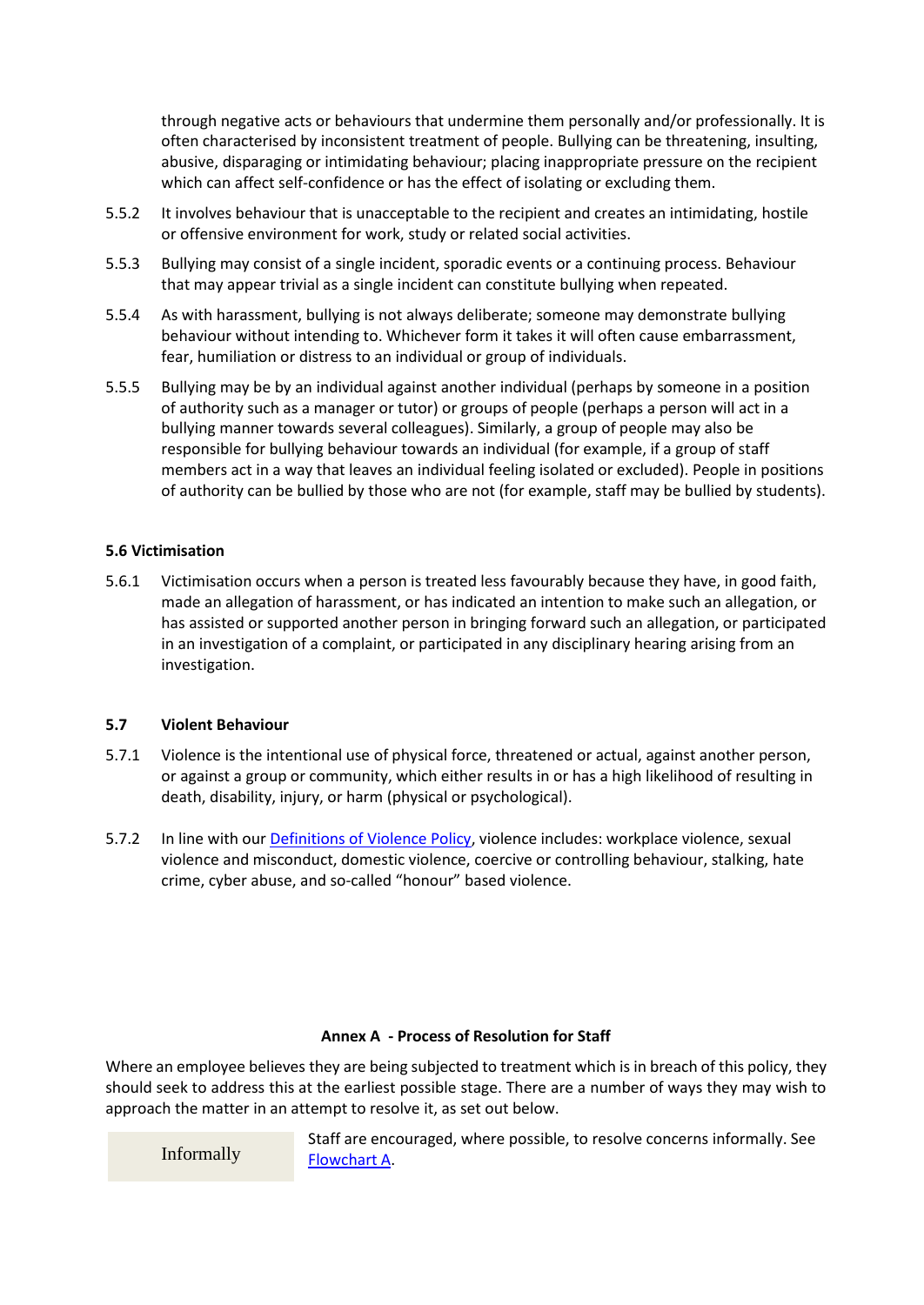through negative acts or behaviours that undermine them personally and/or professionally. It is often characterised by inconsistent treatment of people. Bullying can be threatening, insulting, abusive, disparaging or intimidating behaviour; placing inappropriate pressure on the recipient which can affect self-confidence or has the effect of isolating or excluding them.

5.5.2 It involves behaviour that is unacceptable to the recipient and creates an intimidating, hostile or offensive environment for work, study or related social activities.

5.5.3 Bullying may consist of a single incident, sporadic events or a continuing process. Behaviour that may appear trivial as a single incident can constitute bullying when repeated.

5.5.4 As with harassment, bullying is not always deliberate; someone may demonstrate bullying behaviour without intending to. Whichever form it takes it will often cause embarrassment, fear, humiliation or distress to an individual or group of individuals.

5.5.5 Bullying may be by an individual against another individual (perhaps by someone in a position of authority such as a manager or tutor) or groups of people (perhaps a person will act in a bullying manner towards several colleagues). Similarly, a group of people may also be responsible for bullying behaviour towards an individual (for example, if a group of staff members act in a way that leaves an individual feeling isolated or excluded). People in positions of authority can be bullied by those who are not (for example, staff may be bullied by students).

**5.6 Victimisation**

5.6.1 Victimisation occurs when a person is treated less favourably because they have, in good faith, made an allegation of harassment, or has indicated an intention to make such an allegation, or has assisted or supported another person in bringing forward such an allegation, or participated in an investigation of a complaint, or participated in any disciplinary hearing arising from an investigation.

**5.7 Violent Behaviour**

5.7.1 Violence is the intentional use of physical force, threatened or actual, against another person, or against a group or community, which either results in or has a high likelihood of resulting in death, disability, injury, or harm (physical or psychological).

5.7.2 In line with our Definitions of Violence Policy, violence includes: workplace violence, sexual violence and misconduct, domestic violence, coercive or controlling behaviour, stalking, hate crime, cyber abuse, and so-called "honour" based violence.

**Annex A - Process of Resolution for Staff**

Where an employee believes they are being subjected to treatment which is in breach of this policy, they should seek to address this at the earliest possible stage. There are a number of ways they may wish to approach the matter in an attempt to resolve it, as set out below.

| | |
|---|---|
| Informally | Staff are encouraged, where possible, to resolve concerns informally. See Flowchart A. |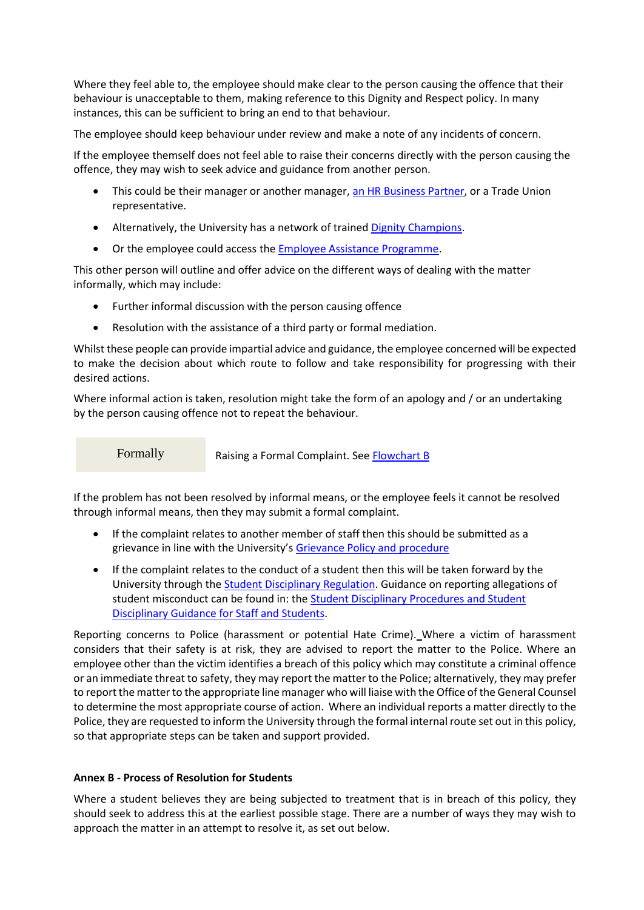Where they feel able to, the employee should make clear to the person causing the offence that their behaviour is unacceptable to them, making reference to this Dignity and Respect policy. In many instances, this can be sufficient to bring an end to that behaviour.

The employee should keep behaviour under review and make a note of any incidents of concern.

If the employee themself does not feel able to raise their concerns directly with the person causing the offence, they may wish to seek advice and guidance from another person.

- This could be their manager or another manager, an HR Business Partner, or a Trade Union representative.
- Alternatively, the University has a network of trained Dignity Champions.
- Or the employee could access the Employee Assistance Programme.

This other person will outline and offer advice on the different ways of dealing with the matter informally, which may include:

- Further informal discussion with the person causing offence
- Resolution with the assistance of a third party or formal mediation.

Whilst these people can provide impartial advice and guidance, the employee concerned will be expected to make the decision about which route to follow and take responsibility for progressing with their desired actions.

Where informal action is taken, resolution might take the form of an apology and / or an undertaking by the person causing offence not to repeat the behaviour.

| Formally | Raising a Formal Complaint. See Flowchart B |
|---|---|

If the problem has not been resolved by informal means, or the employee feels it cannot be resolved through informal means, then they may submit a formal complaint.

- If the complaint relates to another member of staff then this should be submitted as a grievance in line with the University's Grievance Policy and procedure
- If the complaint relates to the conduct of a student then this will be taken forward by the University through the Student Disciplinary Regulation. Guidance on reporting allegations of student misconduct can be found in: the Student Disciplinary Procedures and Student Disciplinary Guidance for Staff and Students.

Reporting concerns to Police (harassment or potential Hate Crime). Where a victim of harassment considers that their safety is at risk, they are advised to report the matter to the Police. Where an employee other than the victim identifies a breach of this policy which may constitute a criminal offence or an immediate threat to safety, they may report the matter to the Police; alternatively, they may prefer to report the matter to the appropriate line manager who will liaise with the Office of the General Counsel to determine the most appropriate course of action. Where an individual reports a matter directly to the Police, they are requested to inform the University through the formal internal route set out in this policy, so that appropriate steps can be taken and support provided.

**Annex B - Process of Resolution for Students**

Where a student believes they are being subjected to treatment that is in breach of this policy, they should seek to address this at the earliest possible stage. There are a number of ways they may wish to approach the matter in an attempt to resolve it, as set out below.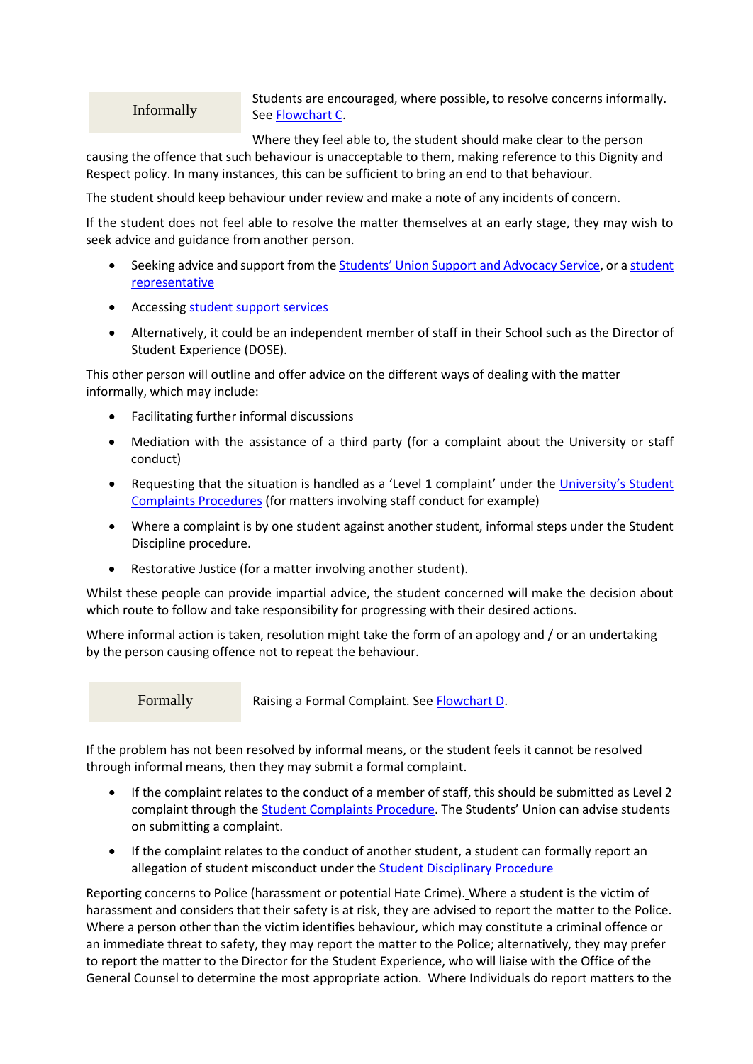### Informally

Students are encouraged, where possible, to resolve concerns informally. See Flowchart C.

Where they feel able to, the student should make clear to the person causing the offence that such behaviour is unacceptable to them, making reference to this Dignity and Respect policy. In many instances, this can be sufficient to bring an end to that behaviour.

The student should keep behaviour under review and make a note of any incidents of concern.

If the student does not feel able to resolve the matter themselves at an early stage, they may wish to seek advice and guidance from another person.

- Seeking advice and support from the Students' Union Support and Advocacy Service, or a student representative
- Accessing student support services
- Alternatively, it could be an independent member of staff in their School such as the Director of Student Experience (DOSE).

This other person will outline and offer advice on the different ways of dealing with the matter informally, which may include:

- Facilitating further informal discussions
- Mediation with the assistance of a third party (for a complaint about the University or staff conduct)
- Requesting that the situation is handled as a 'Level 1 complaint' under the University's Student Complaints Procedures (for matters involving staff conduct for example)
- Where a complaint is by one student against another student, informal steps under the Student Discipline procedure.
- Restorative Justice (for a matter involving another student).

Whilst these people can provide impartial advice, the student concerned will make the decision about which route to follow and take responsibility for progressing with their desired actions.

Where informal action is taken, resolution might take the form of an apology and / or an undertaking by the person causing offence not to repeat the behaviour.

### Formally

Raising a Formal Complaint. See Flowchart D.

If the problem has not been resolved by informal means, or the student feels it cannot be resolved through informal means, then they may submit a formal complaint.

- If the complaint relates to the conduct of a member of staff, this should be submitted as Level 2 complaint through the Student Complaints Procedure. The Students' Union can advise students on submitting a complaint.
- If the complaint relates to the conduct of another student, a student can formally report an allegation of student misconduct under the Student Disciplinary Procedure

Reporting concerns to Police (harassment or potential Hate Crime). Where a student is the victim of harassment and considers that their safety is at risk, they are advised to report the matter to the Police. Where a person other than the victim identifies behaviour, which may constitute a criminal offence or an immediate threat to safety, they may report the matter to the Police; alternatively, they may prefer to report the matter to the Director for the Student Experience, who will liaise with the Office of the General Counsel to determine the most appropriate action. Where Individuals do report matters to the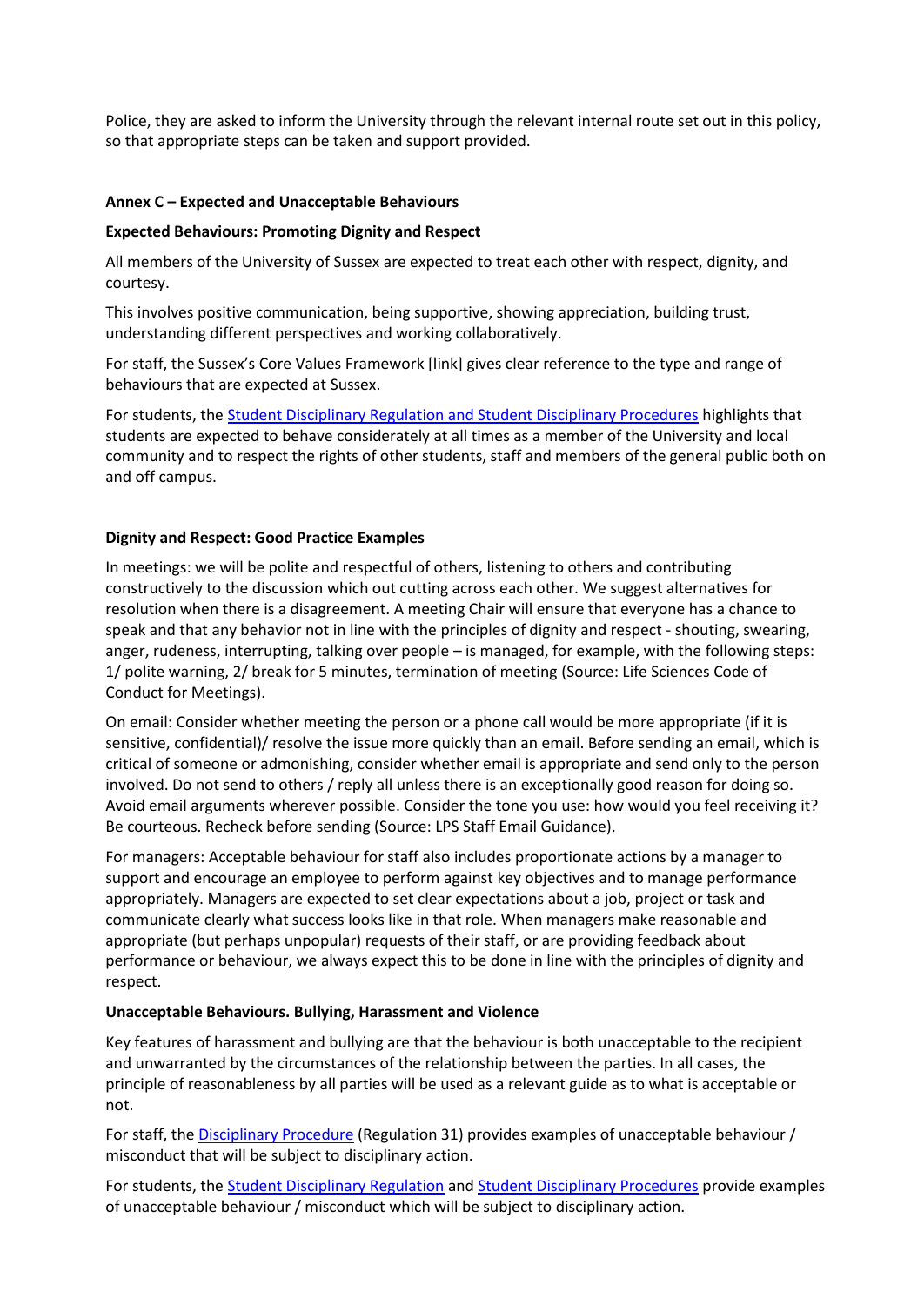Police, they are asked to inform the University through the relevant internal route set out in this policy, so that appropriate steps can be taken and support provided.

### Annex C – Expected and Unacceptable Behaviours

**Expected Behaviours: Promoting Dignity and Respect**

All members of the University of Sussex are expected to treat each other with respect, dignity, and courtesy.

This involves positive communication, being supportive, showing appreciation, building trust, understanding different perspectives and working collaboratively.

For staff, the Sussex's Core Values Framework [link] gives clear reference to the type and range of behaviours that are expected at Sussex.

For students, the Student Disciplinary Regulation and Student Disciplinary Procedures highlights that students are expected to behave considerately at all times as a member of the University and local community and to respect the rights of other students, staff and members of the general public both on and off campus.

**Dignity and Respect: Good Practice Examples**

In meetings: we will be polite and respectful of others, listening to others and contributing constructively to the discussion which out cutting across each other. We suggest alternatives for resolution when there is a disagreement. A meeting Chair will ensure that everyone has a chance to speak and that any behavior not in line with the principles of dignity and respect - shouting, swearing, anger, rudeness, interrupting, talking over people – is managed, for example, with the following steps: 1/ polite warning, 2/ break for 5 minutes, termination of meeting (Source: Life Sciences Code of Conduct for Meetings).

On email: Consider whether meeting the person or a phone call would be more appropriate (if it is sensitive, confidential)/ resolve the issue more quickly than an email. Before sending an email, which is critical of someone or admonishing, consider whether email is appropriate and send only to the person involved. Do not send to others / reply all unless there is an exceptionally good reason for doing so. Avoid email arguments wherever possible. Consider the tone you use: how would you feel receiving it? Be courteous. Recheck before sending (Source: LPS Staff Email Guidance).

For managers: Acceptable behaviour for staff also includes proportionate actions by a manager to support and encourage an employee to perform against key objectives and to manage performance appropriately. Managers are expected to set clear expectations about a job, project or task and communicate clearly what success looks like in that role. When managers make reasonable and appropriate (but perhaps unpopular) requests of their staff, or are providing feedback about performance or behaviour, we always expect this to be done in line with the principles of dignity and respect.

**Unacceptable Behaviours. Bullying, Harassment and Violence**

Key features of harassment and bullying are that the behaviour is both unacceptable to the recipient and unwarranted by the circumstances of the relationship between the parties. In all cases, the principle of reasonableness by all parties will be used as a relevant guide as to what is acceptable or not.

For staff, the Disciplinary Procedure (Regulation 31) provides examples of unacceptable behaviour / misconduct that will be subject to disciplinary action.

For students, the Student Disciplinary Regulation and Student Disciplinary Procedures provide examples of unacceptable behaviour / misconduct which will be subject to disciplinary action.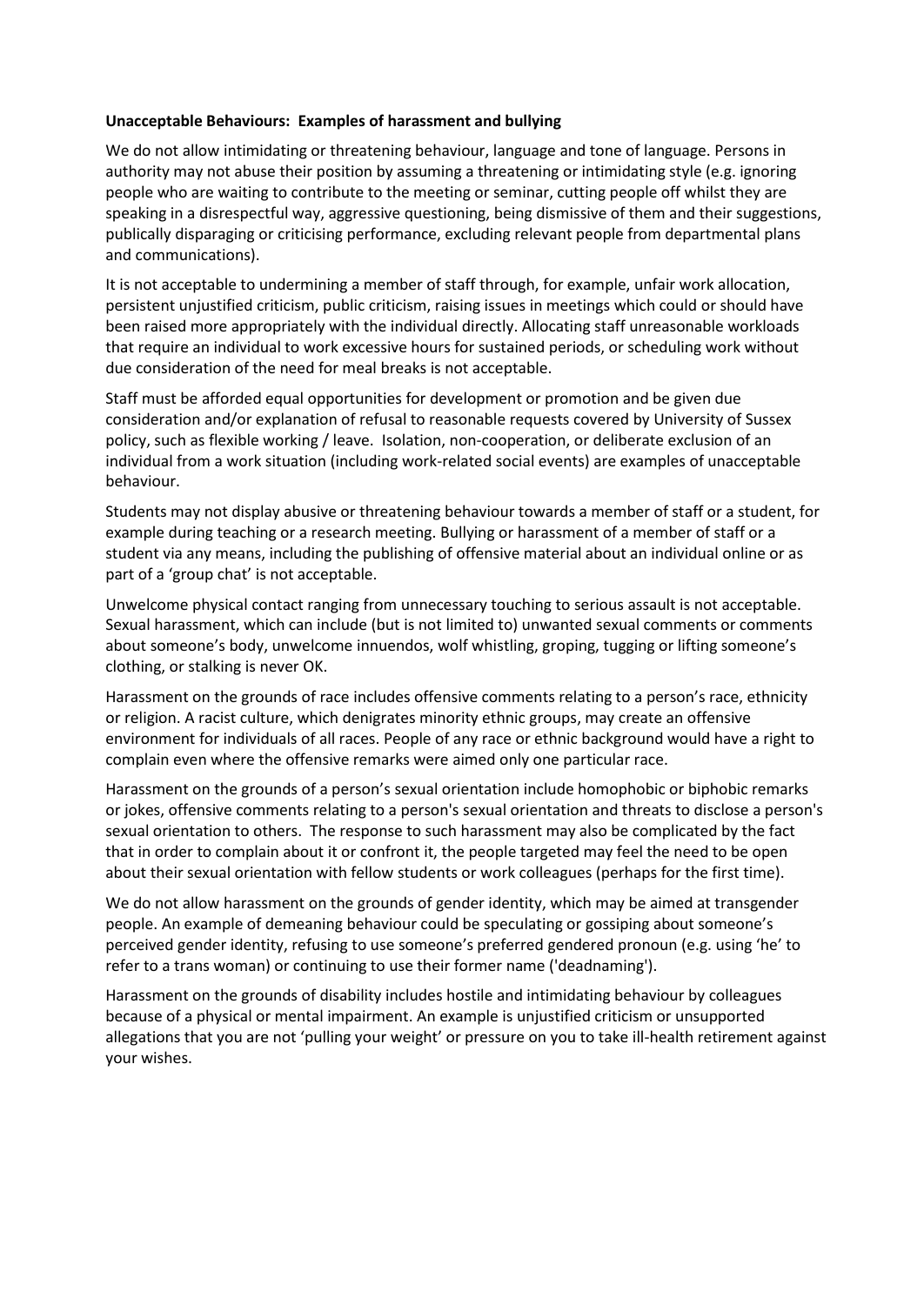**Unacceptable Behaviours: Examples of harassment and bullying**

We do not allow intimidating or threatening behaviour, language and tone of language. Persons in authority may not abuse their position by assuming a threatening or intimidating style (e.g. ignoring people who are waiting to contribute to the meeting or seminar, cutting people off whilst they are speaking in a disrespectful way, aggressive questioning, being dismissive of them and their suggestions, publically disparaging or criticising performance, excluding relevant people from departmental plans and communications).

It is not acceptable to undermining a member of staff through, for example, unfair work allocation, persistent unjustified criticism, public criticism, raising issues in meetings which could or should have been raised more appropriately with the individual directly. Allocating staff unreasonable workloads that require an individual to work excessive hours for sustained periods, or scheduling work without due consideration of the need for meal breaks is not acceptable.

Staff must be afforded equal opportunities for development or promotion and be given due consideration and/or explanation of refusal to reasonable requests covered by University of Sussex policy, such as flexible working / leave. Isolation, non-cooperation, or deliberate exclusion of an individual from a work situation (including work-related social events) are examples of unacceptable behaviour.

Students may not display abusive or threatening behaviour towards a member of staff or a student, for example during teaching or a research meeting. Bullying or harassment of a member of staff or a student via any means, including the publishing of offensive material about an individual online or as part of a 'group chat' is not acceptable.

Unwelcome physical contact ranging from unnecessary touching to serious assault is not acceptable. Sexual harassment, which can include (but is not limited to) unwanted sexual comments or comments about someone's body, unwelcome innuendos, wolf whistling, groping, tugging or lifting someone's clothing, or stalking is never OK.

Harassment on the grounds of race includes offensive comments relating to a person's race, ethnicity or religion. A racist culture, which denigrates minority ethnic groups, may create an offensive environment for individuals of all races. People of any race or ethnic background would have a right to complain even where the offensive remarks were aimed only one particular race.

Harassment on the grounds of a person's sexual orientation include homophobic or biphobic remarks or jokes, offensive comments relating to a person's sexual orientation and threats to disclose a person's sexual orientation to others. The response to such harassment may also be complicated by the fact that in order to complain about it or confront it, the people targeted may feel the need to be open about their sexual orientation with fellow students or work colleagues (perhaps for the first time).

We do not allow harassment on the grounds of gender identity, which may be aimed at transgender people. An example of demeaning behaviour could be speculating or gossiping about someone's perceived gender identity, refusing to use someone's preferred gendered pronoun (e.g. using 'he' to refer to a trans woman) or continuing to use their former name ('deadnaming').

Harassment on the grounds of disability includes hostile and intimidating behaviour by colleagues because of a physical or mental impairment. An example is unjustified criticism or unsupported allegations that you are not 'pulling your weight' or pressure on you to take ill-health retirement against your wishes.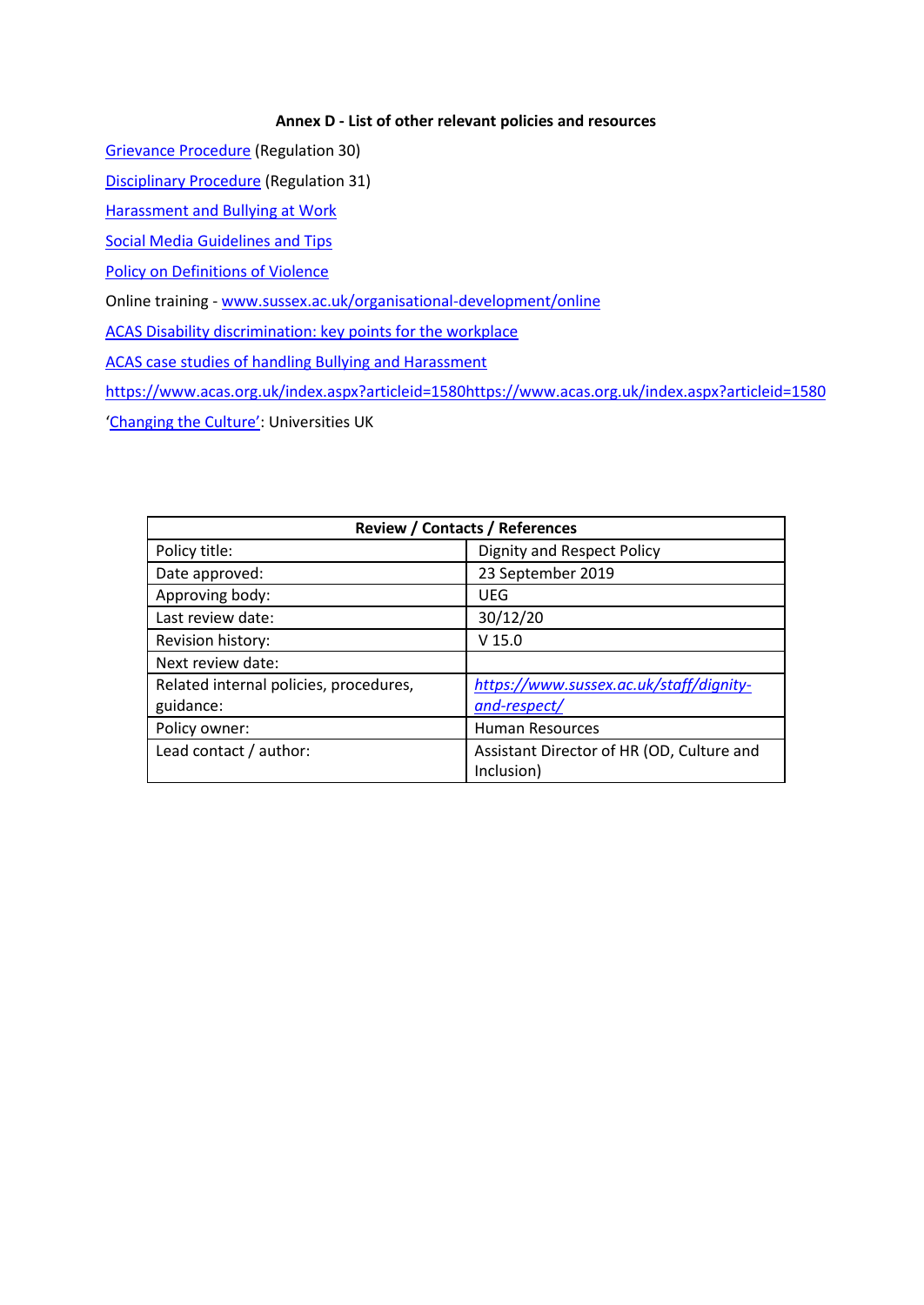**Annex D - List of other relevant policies and resources**

Grievance Procedure (Regulation 30)

Disciplinary Procedure (Regulation 31)

Harassment and Bullying at Work

Social Media Guidelines and Tips

Policy on Definitions of Violence

Online training - www.sussex.ac.uk/organisational-development/online

ACAS Disability discrimination: key points for the workplace

ACAS case studies of handling Bullying and Harassment

https://www.acas.org.uk/index.aspx?articleid=1580https://www.acas.org.uk/index.aspx?articleid=1580

'Changing the Culture': Universities UK

| Review / Contacts / References | |
|---|---|
| Policy title: | Dignity and Respect Policy |
| Date approved: | 23 September 2019 |
| Approving body: | UEG |
| Last review date: | 30/12/20 |
| Revision history: | V 15.0 |
| Next review date: | |
| Related internal policies, procedures, guidance: | *https://www.sussex.ac.uk/staff/dignity-and-respect/* |
| Policy owner: | Human Resources |
| Lead contact / author: | Assistant Director of HR (OD, Culture and Inclusion) |